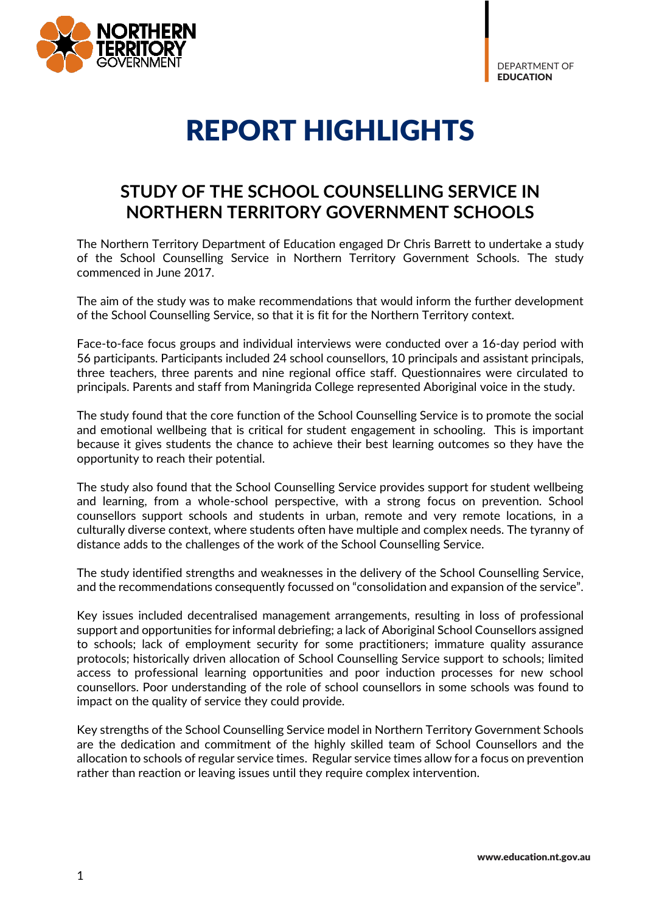NORTHERN TERRITORY GOVERNMENT

DEPARTMENT OF **EDUCATION**

# REPORT HIGHLIGHTS

## STUDY OF THE SCHOOL COUNSELLING SERVICE IN NORTHERN TERRITORY GOVERNMENT SCHOOLS

The Northern Territory Department of Education engaged Dr Chris Barrett to undertake a study of the School Counselling Service in Northern Territory Government Schools. The study commenced in June 2017.

The aim of the study was to make recommendations that would inform the further development of the School Counselling Service, so that it is fit for the Northern Territory context.

Face-to-face focus groups and individual interviews were conducted over a 16-day period with 56 participants. Participants included 24 school counsellors, 10 principals and assistant principals, three teachers, three parents and nine regional office staff. Questionnaires were circulated to principals. Parents and staff from Maningrida College represented Aboriginal voice in the study.

The study found that the core function of the School Counselling Service is to promote the social and emotional wellbeing that is critical for student engagement in schooling. This is important because it gives students the chance to achieve their best learning outcomes so they have the opportunity to reach their potential.

The study also found that the School Counselling Service provides support for student wellbeing and learning, from a whole-school perspective, with a strong focus on prevention. School counsellors support schools and students in urban, remote and very remote locations, in a culturally diverse context, where students often have multiple and complex needs. The tyranny of distance adds to the challenges of the work of the School Counselling Service.

The study identified strengths and weaknesses in the delivery of the School Counselling Service, and the recommendations consequently focussed on "consolidation and expansion of the service".

Key issues included decentralised management arrangements, resulting in loss of professional support and opportunities for informal debriefing; a lack of Aboriginal School Counsellors assigned to schools; lack of employment security for some practitioners; immature quality assurance protocols; historically driven allocation of School Counselling Service support to schools; limited access to professional learning opportunities and poor induction processes for new school counsellors. Poor understanding of the role of school counsellors in some schools was found to impact on the quality of service they could provide.

Key strengths of the School Counselling Service model in Northern Territory Government Schools are the dedication and commitment of the highly skilled team of School Counsellors and the allocation to schools of regular service times. Regular service times allow for a focus on prevention rather than reaction or leaving issues until they require complex intervention.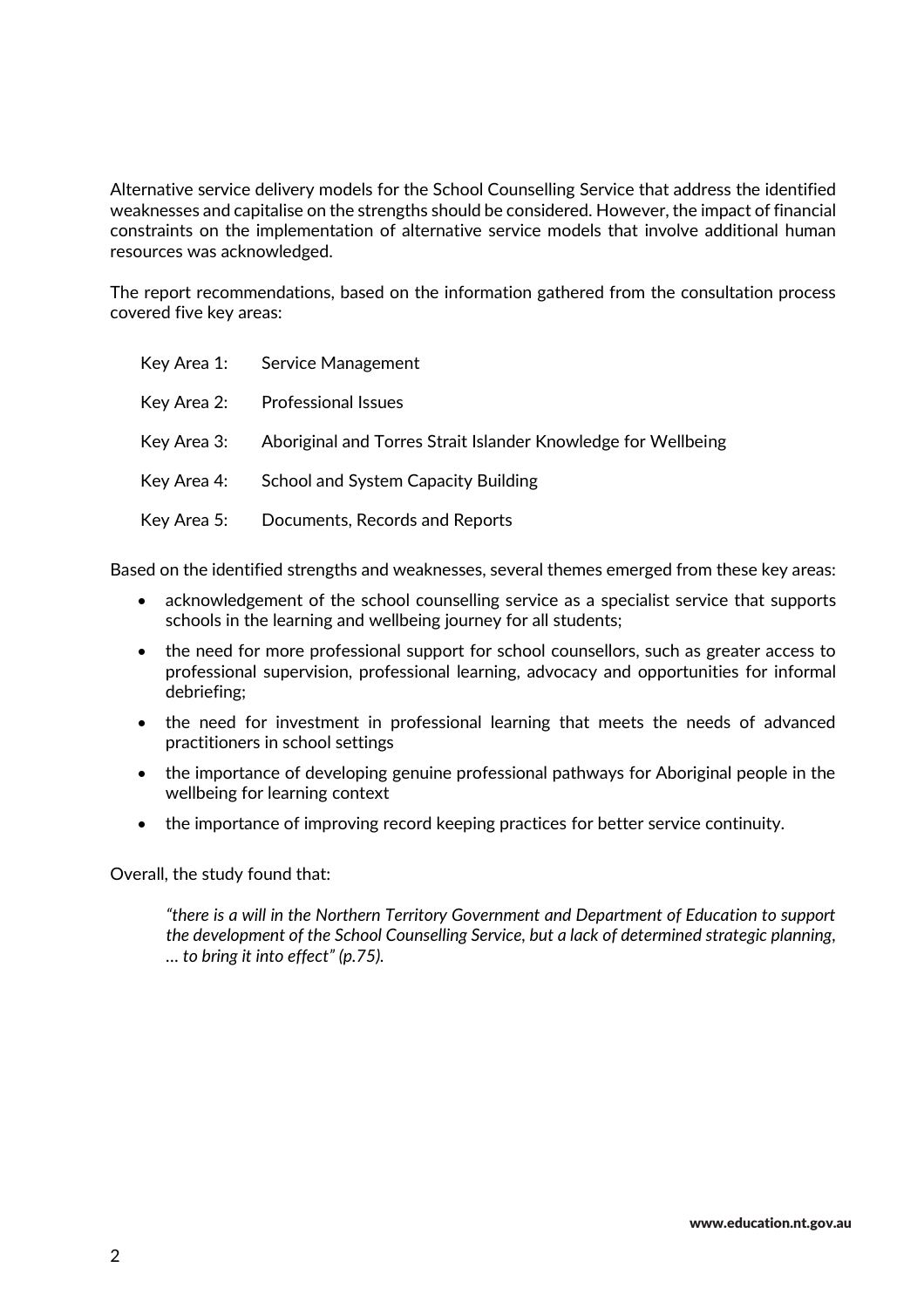Alternative service delivery models for the School Counselling Service that address the identified weaknesses and capitalise on the strengths should be considered. However, the impact of financial constraints on the implementation of alternative service models that involve additional human resources was acknowledged.

The report recommendations, based on the information gathered from the consultation process covered five key areas:

Key Area 1: Service Management

Key Area 2: Professional Issues

Key Area 3: Aboriginal and Torres Strait Islander Knowledge for Wellbeing

Key Area 4: School and System Capacity Building

Key Area 5: Documents, Records and Reports

Based on the identified strengths and weaknesses, several themes emerged from these key areas:

- acknowledgement of the school counselling service as a specialist service that supports schools in the learning and wellbeing journey for all students;
- the need for more professional support for school counsellors, such as greater access to professional supervision, professional learning, advocacy and opportunities for informal debriefing;
- the need for investment in professional learning that meets the needs of advanced practitioners in school settings
- the importance of developing genuine professional pathways for Aboriginal people in the wellbeing for learning context
- the importance of improving record keeping practices for better service continuity.

Overall, the study found that:

> *"there is a will in the Northern Territory Government and Department of Education to support the development of the School Counselling Service, but a lack of determined strategic planning, … to bring it into effect" (p.75).*